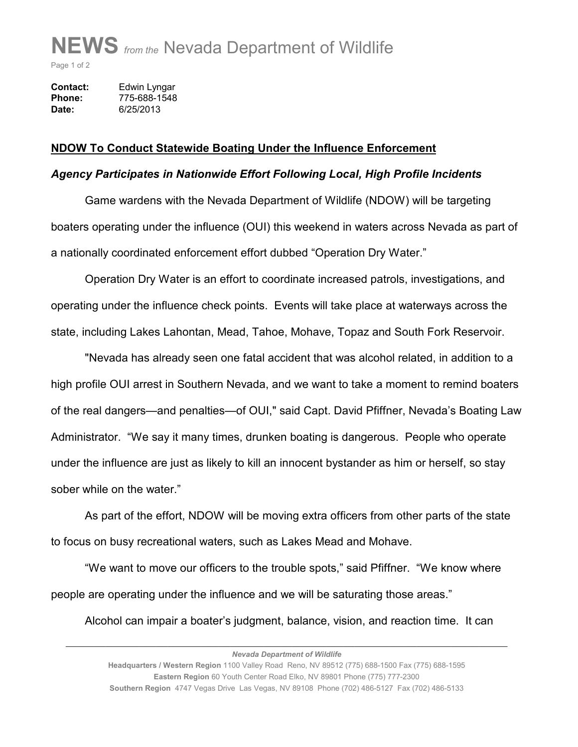# NEWS *from the* Nevada Department of Wildlife

**Contact:** Edwin Lyngar
**Phone:** 775-688-1548
**Date:** 6/25/2013

## NDOW To Conduct Statewide Boating Under the Influence Enforcement

### *Agency Participates in Nationwide Effort Following Local, High Profile Incidents*

Game wardens with the Nevada Department of Wildlife (NDOW) will be targeting boaters operating under the influence (OUI) this weekend in waters across Nevada as part of a nationally coordinated enforcement effort dubbed "Operation Dry Water."

Operation Dry Water is an effort to coordinate increased patrols, investigations, and operating under the influence check points. Events will take place at waterways across the state, including Lakes Lahontan, Mead, Tahoe, Mohave, Topaz and South Fork Reservoir.

"Nevada has already seen one fatal accident that was alcohol related, in addition to a high profile OUI arrest in Southern Nevada, and we want to take a moment to remind boaters of the real dangers—and penalties—of OUI," said Capt. David Pfiffner, Nevada's Boating Law Administrator. "We say it many times, drunken boating is dangerous. People who operate under the influence are just as likely to kill an innocent bystander as him or herself, so stay sober while on the water."

As part of the effort, NDOW will be moving extra officers from other parts of the state to focus on busy recreational waters, such as Lakes Mead and Mohave.

"We want to move our officers to the trouble spots," said Pfiffner. "We know where people are operating under the influence and we will be saturating those areas."

Alcohol can impair a boater's judgment, balance, vision, and reaction time. It can

*Nevada Department of Wildlife*
**Headquarters / Western Region** 1100 Valley Road Reno, NV 89512 (775) 688-1500 Fax (775) 688-1595
**Eastern Region** 60 Youth Center Road Elko, NV 89801 Phone (775) 777-2300
**Southern Region** 4747 Vegas Drive Las Vegas, NV 89108 Phone (702) 486-5127 Fax (702) 486-5133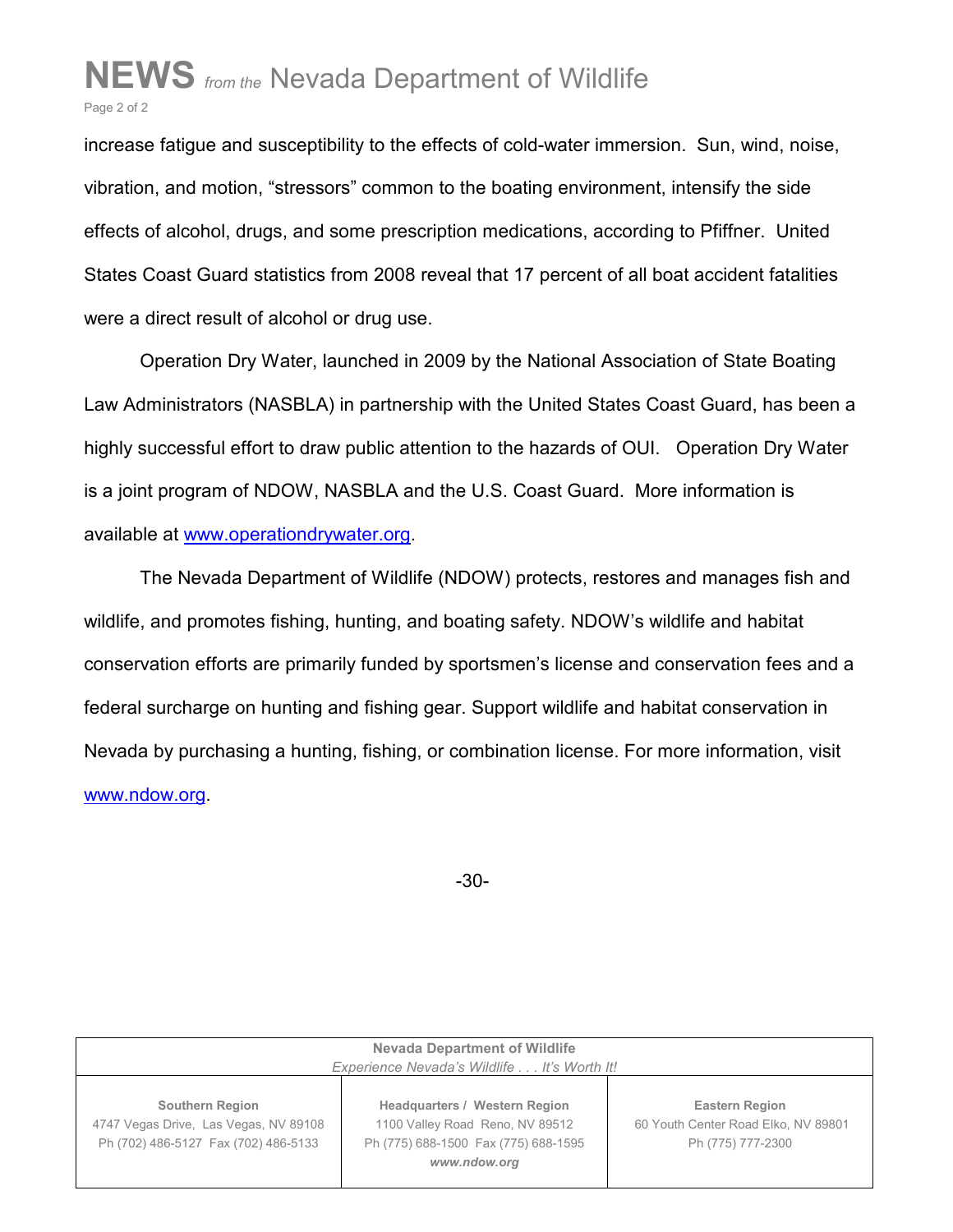increase fatigue and susceptibility to the effects of cold-water immersion. Sun, wind, noise, vibration, and motion, "stressors" common to the boating environment, intensify the side effects of alcohol, drugs, and some prescription medications, according to Pfiffner. United States Coast Guard statistics from 2008 reveal that 17 percent of all boat accident fatalities were a direct result of alcohol or drug use.

Operation Dry Water, launched in 2009 by the National Association of State Boating Law Administrators (NASBLA) in partnership with the United States Coast Guard, has been a highly successful effort to draw public attention to the hazards of OUI. Operation Dry Water is a joint program of NDOW, NASBLA and the U.S. Coast Guard. More information is available at www.operationdrywater.org.

The Nevada Department of Wildlife (NDOW) protects, restores and manages fish and wildlife, and promotes fishing, hunting, and boating safety. NDOW's wildlife and habitat conservation efforts are primarily funded by sportsmen's license and conservation fees and a federal surcharge on hunting and fishing gear. Support wildlife and habitat conservation in Nevada by purchasing a hunting, fishing, or combination license. For more information, visit www.ndow.org.

-30-

| Nevada Department of Wildlife *Experience Nevada's Wildlife . . . It's Worth It!* | | |
|---|---|---|
| **Southern Region** 4747 Vegas Drive, Las Vegas, NV 89108 Ph (702) 486-5127 Fax (702) 486-5133 | **Headquarters / Western Region** 1100 Valley Road Reno, NV 89512 Ph (775) 688-1500 Fax (775) 688-1595 ***www.ndow.org*** | **Eastern Region** 60 Youth Center Road Elko, NV 89801 Ph (775) 777-2300 |